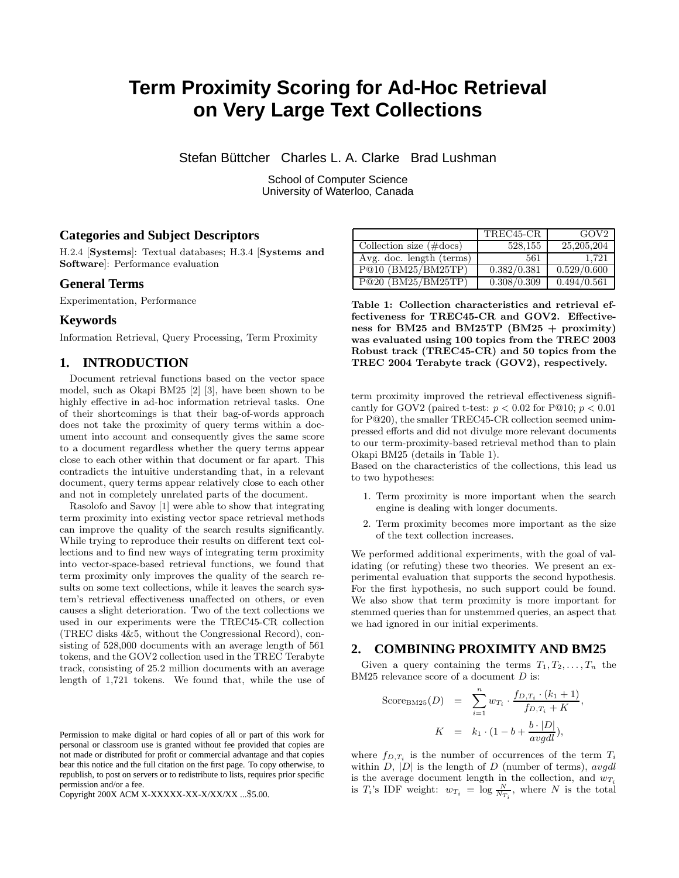# Term Proximity Scoring for Ad-Hoc Retrieval on Very Large Text Collections

Stefan Büttcher Charles L. A. Clarke Brad Lushman

School of Computer Science
University of Waterloo, Canada

## Categories and Subject Descriptors

H.2.4 [**Systems**]: Textual databases; H.3.4 [**Systems and Software**]: Performance evaluation

## General Terms

Experimentation, Performance

## Keywords

Information Retrieval, Query Processing, Term Proximity

## 1. INTRODUCTION

Document retrieval functions based on the vector space model, such as Okapi BM25 [2] [3], have been shown to be highly effective in ad-hoc information retrieval tasks. One of their shortcomings is that their bag-of-words approach does not take the proximity of query terms within a document into account and consequently gives the same score to a document regardless whether the query terms appear close to each other within that document or far apart. This contradicts the intuitive understanding that, in a relevant document, query terms appear relatively close to each other and not in completely unrelated parts of the document.

Rasolofo and Savoy [1] were able to show that integrating term proximity into existing vector space retrieval methods can improve the quality of the search results significantly. While trying to reproduce their results on different text collections and to find new ways of integrating term proximity into vector-space-based retrieval functions, we found that term proximity only improves the quality of the search results on some text collections, while it leaves the search system's retrieval effectiveness unaffected on others, or even causes a slight deterioration. Two of the text collections we used in our experiments were the TREC45-CR collection (TREC disks 4&5, without the Congressional Record), consisting of 528,000 documents with an average length of 561 tokens, and the GOV2 collection used in the TREC Terabyte track, consisting of 25.2 million documents with an average length of 1,721 tokens. We found that, while the use of term proximity improved the retrieval effectiveness significantly for GOV2 (paired t-test: $p < 0.02$ for P@10; $p < 0.01$ for P@20), the smaller TREC45-CR collection seemed unimpressed efforts and did not divulge more relevant documents to our term-proximity-based retrieval method than to plain Okapi BM25 (details in Table 1).

|  | TREC45-CR | GOV2 |
|---|---|---|
| Collection size (#docs) | 528,155 | 25,205,204 |
| Avg. doc. length (terms) | 561 | 1,721 |
| P@10 (BM25/BM25TP) | 0.382/0.381 | 0.529/0.600 |
| P@20 (BM25/BM25TP) | 0.308/0.309 | 0.494/0.561 |

**Table 1: Collection characteristics and retrieval effectiveness for TREC45-CR and GOV2. Effectiveness for BM25 and BM25TP (BM25 + proximity) was evaluated using 100 topics from the TREC 2003 Robust track (TREC45-CR) and 50 topics from the TREC 2004 Terabyte track (GOV2), respectively.**

Based on the characteristics of the collections, this lead us to two hypotheses:

1. Term proximity is more important when the search engine is dealing with longer documents.
2. Term proximity becomes more important as the size of the text collection increases.

We performed additional experiments, with the goal of validating (or refuting) these two theories. We present an experimental evaluation that supports the second hypothesis. For the first hypothesis, no such support could be found. We also show that term proximity is more important for stemmed queries than for unstemmed queries, an aspect that we had ignored in our initial experiments.

## 2. COMBINING PROXIMITY AND BM25

Given a query containing the terms $T_1, T_2, \ldots, T_n$ the BM25 relevance score of a document $D$ is:

$$\text{Score}_{\text{BM25}}(D) = \sum_{i=1}^{n} w_{T_i} \cdot \frac{f_{D,T_i} \cdot (k_1 + 1)}{f_{D,T_i} + K},$$

$$K = k_1 \cdot (1 - b + \frac{b \cdot |D|}{avgdl}),$$

where $f_{D,T_i}$ is the number of occurrences of the term $T_i$ within $D$, $|D|$ is the length of $D$ (number of terms), $avgdl$ is the average document length in the collection, and $w_{T_i}$ is $T_i$'s IDF weight: $w_{T_i} = \log \frac{N}{N_{T_i}}$, where $N$ is the total

Permission to make digital or hard copies of all or part of this work for personal or classroom use is granted without fee provided that copies are not made or distributed for profit or commercial advantage and that copies bear this notice and the full citation on the first page. To copy otherwise, to republish, to post on servers or to redistribute to lists, requires prior specific permission and/or a fee.
Copyright 200X ACM X-XXXXX-XX-X/XX/XX ...$5.00.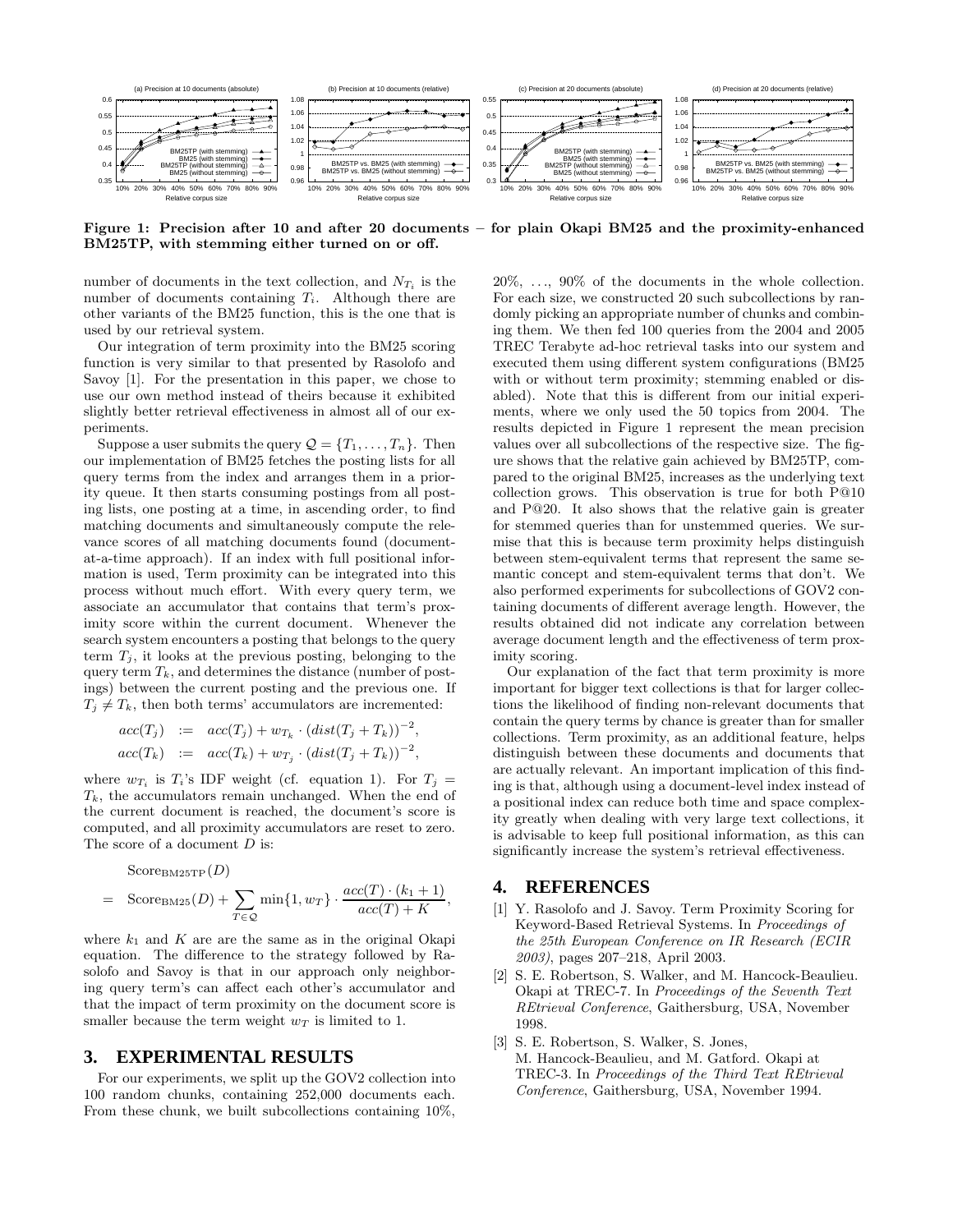(a) Precision at 10 documents (absolute)

0.6
0.55
0.5
0.45
0.4
0.35

10% 20% 30% 40% 50% 60% 70% 80% 90%

Relative corpus size

BM25TP (with stemming)
BM25 (with stemming)
BM25TP (without stemming)
BM25 (without stemming)

(b) Precision at 10 documents (relative)

1.08
1.06
1.04
1.02
1
0.98
0.96

10% 20% 30% 40% 50% 60% 70% 80% 90%

Relative corpus size

BM25TP vs. BM25 (with stemming)
BM25TP vs. BM25 (without stemming)

(c) Precision at 20 documents (absolute)

0.55
0.5
0.45
0.4
0.35
0.3

10% 20% 30% 40% 50% 60% 70% 80% 90%

Relative corpus size

BM25TP (with stemming)
BM25 (with stemming)
BM25TP (without stemming)
BM25 (without stemming)

(d) Precision at 20 documents (relative)

1.08
1.06
1.04
1.02
1
0.98
0.96

10% 20% 30% 40% 50% 60% 70% 80% 90%

Relative corpus size

BM25TP vs. BM25 (with stemming)
BM25TP vs. BM25 (without stemming)

**Figure 1: Precision after 10 and after 20 documents – for plain Okapi BM25 and the proximity-enhanced BM25TP, with stemming either turned on or off.**

number of documents in the text collection, and $N_{T_i}$ is the number of documents containing $T_i$. Although there are other variants of the BM25 function, this is the one that is used by our retrieval system.

Our integration of term proximity into the BM25 scoring function is very similar to that presented by Rasolofo and Savoy [1]. For the presentation in this paper, we chose to use our own method instead of theirs because it exhibited slightly better retrieval effectiveness in almost all of our experiments.

Suppose a user submits the query $\mathcal{Q} = \{T_1, \ldots, T_n\}$. Then our implementation of BM25 fetches the posting lists for all query terms from the index and arranges them in a priority queue. It then starts consuming postings from all posting lists, one posting at a time, in ascending order, to find matching documents and simultaneously compute the relevance scores of all matching documents found (document-at-a-time approach). If an index with full positional information is used, Term proximity can be integrated into this process without much effort. With every query term, we associate an accumulator that contains that term's proximity score within the current document. Whenever the search system encounters a posting that belongs to the query term $T_j$, it looks at the previous posting, belonging to the query term $T_k$, and determines the distance (number of postings) between the current posting and the previous one. If $T_j \neq T_k$, then both terms' accumulators are incremented:

$$
\begin{aligned}
acc(T_j) &:= acc(T_j) + w_{T_k} \cdot (dist(T_j + T_k))^{-2}, \\
acc(T_k) &:= acc(T_k) + w_{T_j} \cdot (dist(T_j + T_k))^{-2},
\end{aligned}
$$

where $w_{T_i}$ is $T_i$'s IDF weight (cf. equation 1). For $T_j = T_k$, the accumulators remain unchanged. When the end of the current document is reached, the document's score is computed, and all proximity accumulators are reset to zero. The score of a document $D$ is:

$$
\begin{aligned}
& \text{Score}_{\text{BM25TP}}(D) \\
= \; & \text{Score}_{\text{BM25}}(D) + \sum_{T \in \mathcal{Q}} \min\{1, w_T\} \cdot \frac{acc(T) \cdot (k_1 + 1)}{acc(T) + K},
\end{aligned}
$$

where $k_1$ and $K$ are are the same as in the original Okapi equation. The difference to the strategy followed by Rasolofo and Savoy is that in our approach only neighboring query term's can affect each other's accumulator and that the impact of term proximity on the document score is smaller because the term weight $w_T$ is limited to 1.

## 3. EXPERIMENTAL RESULTS

For our experiments, we split up the GOV2 collection into 100 random chunks, containing 252,000 documents each. From these chunk, we built subcollections containing 10%, 20%, …, 90% of the documents in the whole collection. For each size, we constructed 20 such subcollections by randomly picking an appropriate number of chunks and combining them. We then fed 100 queries from the 2004 and 2005 TREC Terabyte ad-hoc retrieval tasks into our system and executed them using different system configurations (BM25 with or without term proximity; stemming enabled or disabled). Note that this is different from our initial experiments, where we only used the 50 topics from 2004. The results depicted in Figure 1 represent the mean precision values over all subcollections of the respective size. The figure shows that the relative gain achieved by BM25TP, compared to the original BM25, increases as the underlying text collection grows. This observation is true for both P@10 and P@20. It also shows that the relative gain is greater for stemmed queries than for unstemmed queries. We surmise that this is because term proximity helps distinguish between stem-equivalent terms that represent the same semantic concept and stem-equivalent terms that don't. We also performed experiments for subcollections of GOV2 containing documents of different average length. However, the results obtained did not indicate any correlation between average document length and the effectiveness of term proximity scoring.

Our explanation of the fact that term proximity is more important for bigger text collections is that for larger collections the likelihood of finding non-relevant documents that contain the query terms by chance is greater than for smaller collections. Term proximity, as an additional feature, helps distinguish between these documents and documents that are actually relevant. An important implication of this finding is that, although using a document-level index instead of a positional index can reduce both time and space complexity greatly when dealing with very large text collections, it is advisable to keep full positional information, as this can significantly increase the system's retrieval effectiveness.

## 4. REFERENCES

[1] Y. Rasolofo and J. Savoy. Term Proximity Scoring for Keyword-Based Retrieval Systems. In *Proceedings of the 25th European Conference on IR Research (ECIR 2003)*, pages 207–218, April 2003.

[2] S. E. Robertson, S. Walker, and M. Hancock-Beaulieu. Okapi at TREC-7. In *Proceedings of the Seventh Text REtrieval Conference*, Gaithersburg, USA, November 1998.

[3] S. E. Robertson, S. Walker, S. Jones, M. Hancock-Beaulieu, and M. Gatford. Okapi at TREC-3. In *Proceedings of the Third Text REtrieval Conference*, Gaithersburg, USA, November 1994.